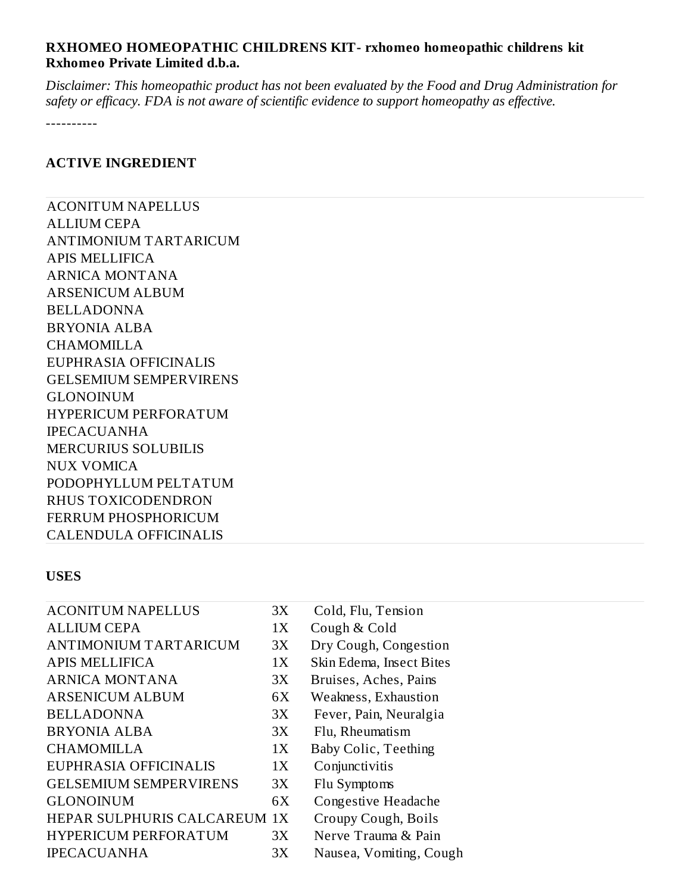**RXHOMEO HOMEOPATHIC CHILDRENS KIT- rxhomeo homeopathic childrens kit**
**Rxhomeo Private Limited d.b.a.**

*Disclaimer: This homeopathic product has not been evaluated by the Food and Drug Administration for safety or efficacy. FDA is not aware of scientific evidence to support homeopathy as effective.*

----------

## ACTIVE INGREDIENT

ACONITUM NAPELLUS
ALLIUM CEPA
ANTIMONIUM TARTARICUM
APIS MELLIFICA
ARNICA MONTANA
ARSENICUM ALBUM
BELLADONNA
BRYONIA ALBA
CHAMOMILLA
EUPHRASIA OFFICINALIS
GELSEMIUM SEMPERVIRENS
GLONOINUM
HYPERICUM PERFORATUM
IPECACUANHA
MERCURIUS SOLUBILIS
NUX VOMICA
PODOPHYLLUM PELTATUM
RHUS TOXICODENDRON
FERRUM PHOSPHORICUM
CALENDULA OFFICINALIS

## USES

| | | |
|---|---|---|
| ACONITUM NAPELLUS | 3X | Cold, Flu, Tension |
| ALLIUM CEPA | 1X | Cough & Cold |
| ANTIMONIUM TARTARICUM | 3X | Dry Cough, Congestion |
| APIS MELLIFICA | 1X | Skin Edema, Insect Bites |
| ARNICA MONTANA | 3X | Bruises, Aches, Pains |
| ARSENICUM ALBUM | 6X | Weakness, Exhaustion |
| BELLADONNA | 3X | Fever, Pain, Neuralgia |
| BRYONIA ALBA | 3X | Flu, Rheumatism |
| CHAMOMILLA | 1X | Baby Colic, Teething |
| EUPHRASIA OFFICINALIS | 1X | Conjunctivitis |
| GELSEMIUM SEMPERVIRENS | 3X | Flu Symptoms |
| GLONOINUM | 6X | Congestive Headache |
| HEPAR SULPHURIS CALCAREUM | 1X | Croupy Cough, Boils |
| HYPERICUM PERFORATUM | 3X | Nerve Trauma & Pain |
| IPECACUANHA | 3X | Nausea, Vomiting, Cough |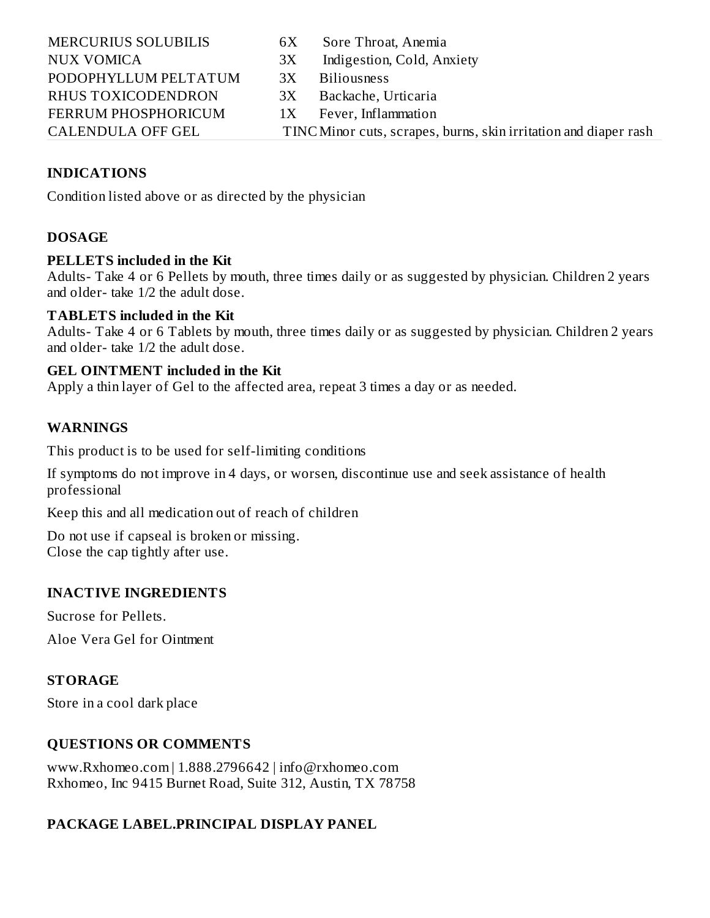| | | |
|---|---|---|
| MERCURIUS SOLUBILIS | 6X | Sore Throat, Anemia |
| NUX VOMICA | 3X | Indigestion, Cold, Anxiety |
| PODOPHYLLUM PELTATUM | 3X | Biliousness |
| RHUS TOXICODENDRON | 3X | Backache, Urticaria |
| FERRUM PHOSPHORICUM | 1X | Fever, Inflammation |
| CALENDULA OFF GEL | TINC | Minor cuts, scrapes, burns, skin irritation and diaper rash |

## INDICATIONS

Condition listed above or as directed by the physician

## DOSAGE

**PELLETS included in the Kit**
Adults- Take 4 or 6 Pellets by mouth, three times daily or as suggested by physician. Children 2 years and older- take 1/2 the adult dose.

**TABLETS included in the Kit**
Adults- Take 4 or 6 Tablets by mouth, three times daily or as suggested by physician. Children 2 years and older- take 1/2 the adult dose.

**GEL OINTMENT included in the Kit**
Apply a thin layer of Gel to the affected area, repeat 3 times a day or as needed.

## WARNINGS

This product is to be used for self-limiting conditions

If symptoms do not improve in 4 days, or worsen, discontinue use and seek assistance of health professional

Keep this and all medication out of reach of children

Do not use if capseal is broken or missing.
Close the cap tightly after use.

## INACTIVE INGREDIENTS

Sucrose for Pellets.

Aloe Vera Gel for Ointment

## STORAGE

Store in a cool dark place

## QUESTIONS OR COMMENTS

www.Rxhomeo.com | 1.888.2796642 | info@rxhomeo.com
Rxhomeo, Inc 9415 Burnet Road, Suite 312, Austin, TX 78758

## PACKAGE LABEL.PRINCIPAL DISPLAY PANEL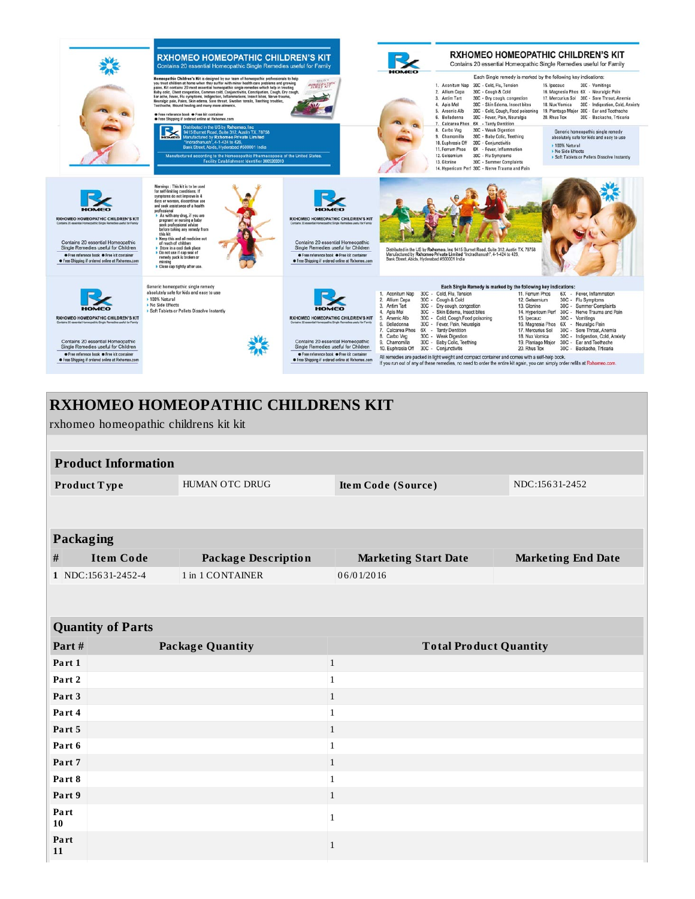# RXHOMEO HOMEOPATHIC CHILDRENS KIT

rxhomeo homeopathic childrens kit kit

| Product Information | | | |
|---|---|---|---|
| Product Type | HUMAN OTC DRUG | Item Code (Source) | NDC:15631-2452 |

| Packaging | | | | |
|---|---|---|---|---|
| # | Item Code | Package Description | Marketing Start Date | Marketing End Date |
| 1 | NDC:15631-2452-4 | 1 in 1 CONTAINER | 06/01/2016 | |

| Quantity of Parts | | |
|---|---|---|
| Part # | Package Quantity | Total Product Quantity |
| Part 1 | 1 | |
| Part 2 | 1 | |
| Part 3 | 1 | |
| Part 4 | 1 | |
| Part 5 | 1 | |
| Part 6 | 1 | |
| Part 7 | 1 | |
| Part 8 | 1 | |
| Part 9 | 1 | |
| Part 10 | 1 | |
| Part 11 | 1 | |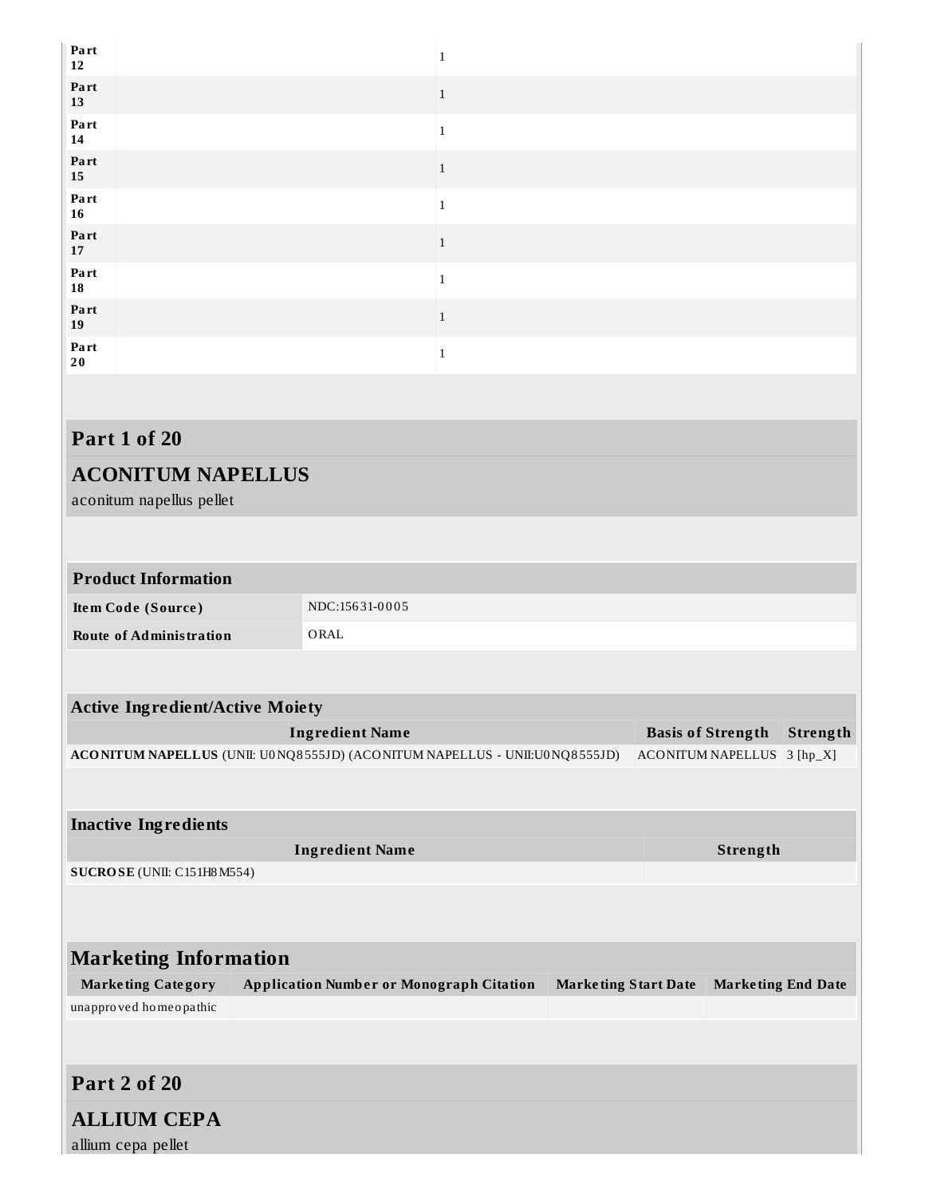| | | |
|---|---|---|
| Part 12 | | 1 |
| Part 13 | | 1 |
| Part 14 | | 1 |
| Part 15 | | 1 |
| Part 16 | | 1 |
| Part 17 | | 1 |
| Part 18 | | 1 |
| Part 19 | | 1 |
| Part 20 | | 1 |

## Part 1 of 20

## ACONITUM NAPELLUS

aconitum napellus pellet

| Product Information | |
|---|---|
| Item Code (Source) | NDC:15631-0005 |
| Route of Administration | ORAL |

| Active Ingredient/Active Moiety | | |
|---|---|---|
| Ingredient Name | Basis of Strength | Strength |
| **ACONITUM NAPELLUS** (UNII: U0NQ8555JD) (ACONITUM NAPELLUS - UNII:U0NQ8555JD) | ACONITUM NAPELLUS | 3 [hp_X] |

| Inactive Ingredients | |
|---|---|
| Ingredient Name | Strength |
| **SUCROSE** (UNII: C151H8M554) | |

| Marketing Information | | | |
|---|---|---|---|
| Marketing Category | Application Number or Monograph Citation | Marketing Start Date | Marketing End Date |
| unapproved homeopathic | | | |

## Part 2 of 20

## ALLIUM CEPA

allium cepa pellet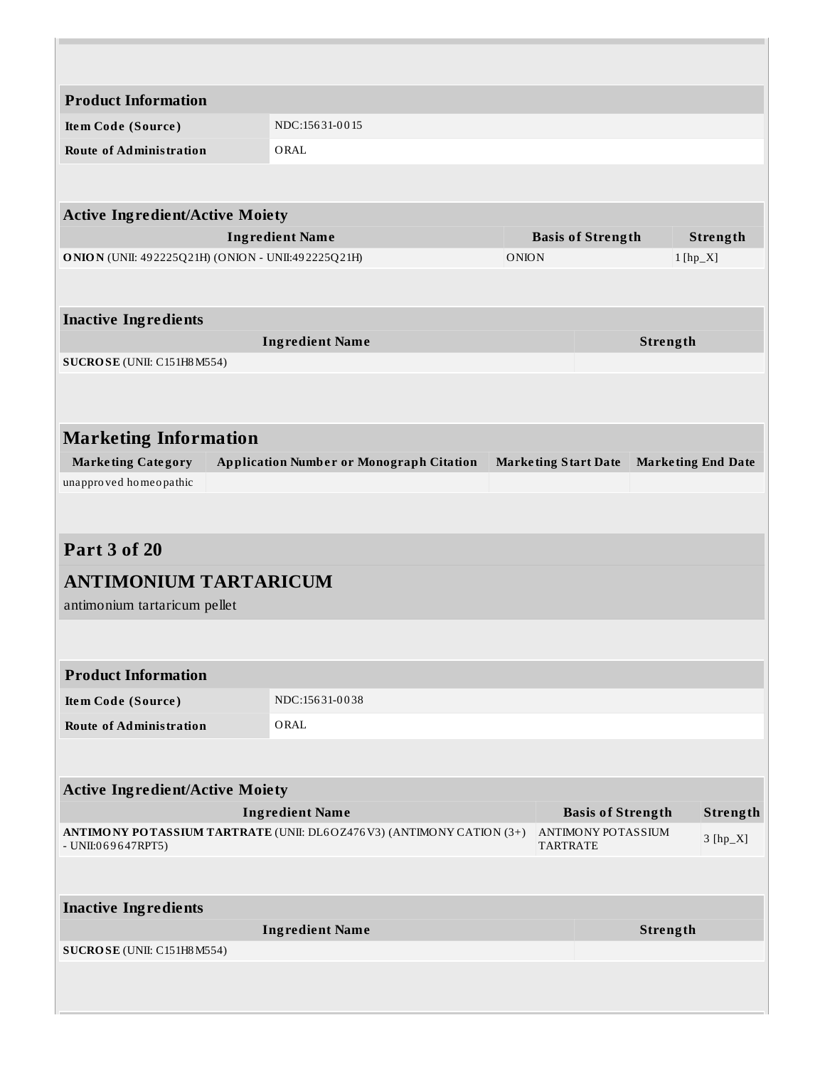| Product Information | |
|---|---|
| Item Code (Source) | NDC:15631-0015 |
| Route of Administration | ORAL |

| Active Ingredient/Active Moiety | | |
|---|---|---|
| Ingredient Name | Basis of Strength | Strength |
| **ONION** (UNII: 492225Q21H) (ONION - UNII:492225Q21H) | ONION | 1 [hp_X] |

| Inactive Ingredients | |
|---|---|
| Ingredient Name | Strength |
| **SUCROSE** (UNII: C151H8M554) | |

| Marketing Information | | | |
|---|---|---|---|
| Marketing Category | Application Number or Monograph Citation | Marketing Start Date | Marketing End Date |
| unapproved homeopathic | | | |

## Part 3 of 20

## ANTIMONIUM TARTARICUM

antimonium tartaricum pellet

| Product Information | |
|---|---|
| Item Code (Source) | NDC:15631-0038 |
| Route of Administration | ORAL |

| Active Ingredient/Active Moiety | | |
|---|---|---|
| Ingredient Name | Basis of Strength | Strength |
| **ANTIMONY POTASSIUM TARTRATE** (UNII: DL6OZ476V3) (ANTIMONY CATION (3+) - UNII:069647RPT5) | ANTIMONY POTASSIUM TARTRATE | 3 [hp_X] |

| Inactive Ingredients | |
|---|---|
| Ingredient Name | Strength |
| **SUCROSE** (UNII: C151H8M554) | |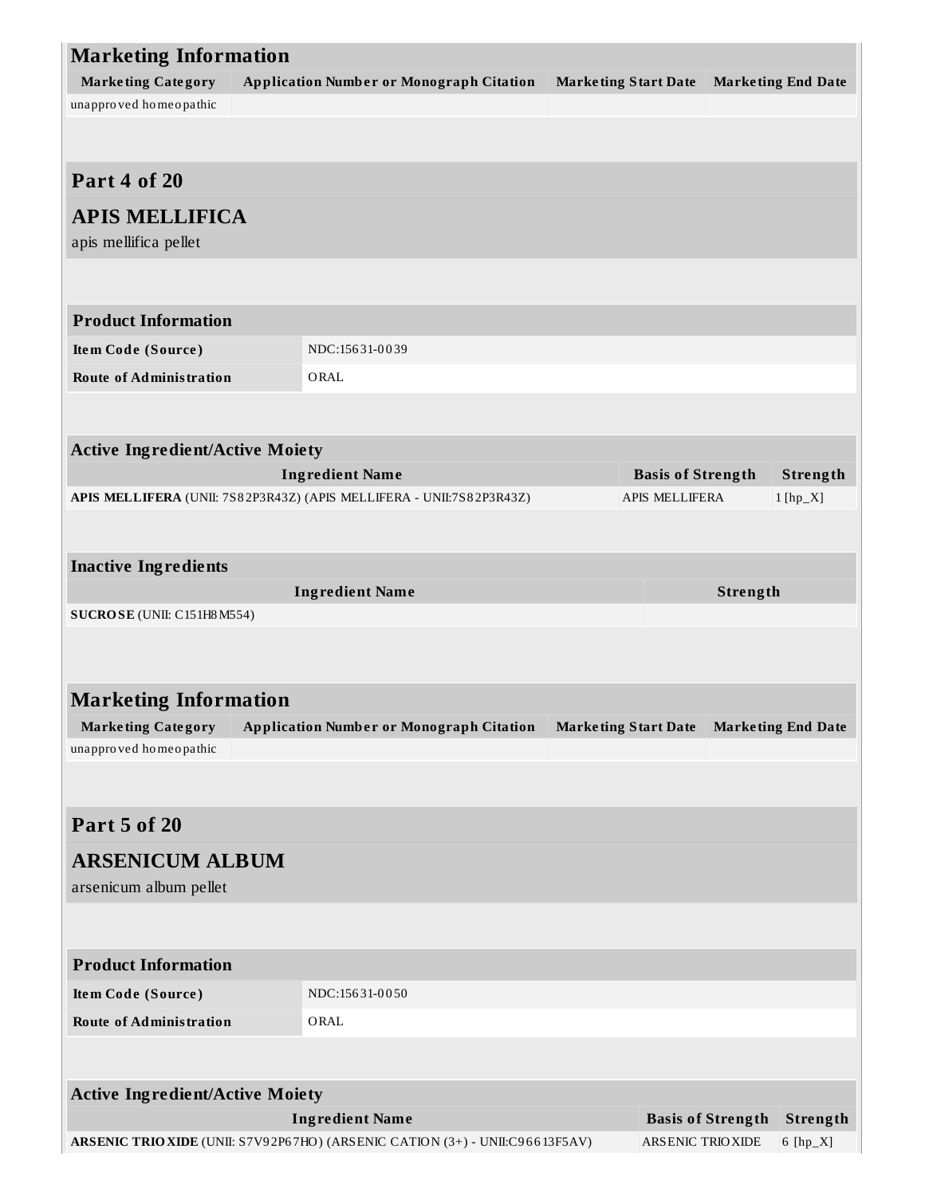## Marketing Information

| Marketing Category | Application Number or Monograph Citation | Marketing Start Date | Marketing End Date |
|---|---|---|---|
| unapproved homeopathic | | | |

## Part 4 of 20

## APIS MELLIFICA

apis mellifica pellet

| Product Information | |
|---|---|
| Item Code (Source) | NDC:15631-0039 |
| Route of Administration | ORAL |

### Active Ingredient/Active Moiety

| Ingredient Name | Basis of Strength | Strength |
|---|---|---|
| **APIS MELLIFERA** (UNII: 7S82P3R43Z) (APIS MELLIFERA - UNII:7S82P3R43Z) | APIS MELLIFERA | 1 [hp_X] |

### Inactive Ingredients

| Ingredient Name | Strength |
|---|---|
| **SUCROSE** (UNII: C151H8M554) | |

## Marketing Information

| Marketing Category | Application Number or Monograph Citation | Marketing Start Date | Marketing End Date |
|---|---|---|---|
| unapproved homeopathic | | | |

## Part 5 of 20

## ARSENICUM ALBUM

arsenicum album pellet

| Product Information | |
|---|---|
| Item Code (Source) | NDC:15631-0050 |
| Route of Administration | ORAL |

### Active Ingredient/Active Moiety

| Ingredient Name | Basis of Strength | Strength |
|---|---|---|
| **ARSENIC TRIOXIDE** (UNII: S7V92P67HO) (ARSENIC CATION (3+) - UNII:C96613F5AV) | ARSENIC TRIOXIDE | 6 [hp_X] |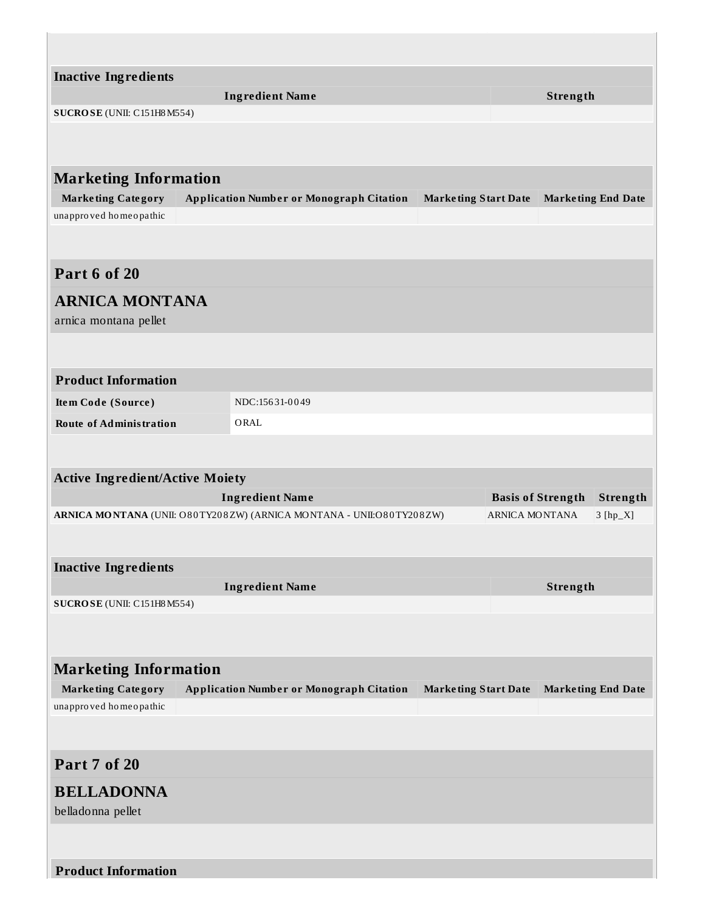| Inactive Ingredients | |
|---|---|
| **Ingredient Name** | **Strength** |
| **SUCROSE** (UNII: C151H8M554) | |

| Marketing Information | | | |
|---|---|---|---|
| **Marketing Category** | **Application Number or Monograph Citation** | **Marketing Start Date** | **Marketing End Date** |
| unapproved homeopathic | | | |

## Part 6 of 20

## ARNICA MONTANA

arnica montana pellet

| Product Information | |
|---|---|
| **Item Code (Source)** | NDC:15631-0049 |
| **Route of Administration** | ORAL |

| Active Ingredient/Active Moiety | | |
|---|---|---|
| **Ingredient Name** | **Basis of Strength** | **Strength** |
| **ARNICA MONTANA** (UNII: O80TY208ZW) (ARNICA MONTANA - UNII:O80TY208ZW) | ARNICA MONTANA | 3 [hp_X] |

| Inactive Ingredients | |
|---|---|
| **Ingredient Name** | **Strength** |
| **SUCROSE** (UNII: C151H8M554) | |

| Marketing Information | | | |
|---|---|---|---|
| **Marketing Category** | **Application Number or Monograph Citation** | **Marketing Start Date** | **Marketing End Date** |
| unapproved homeopathic | | | |

## Part 7 of 20

## BELLADONNA

belladonna pellet

**Product Information**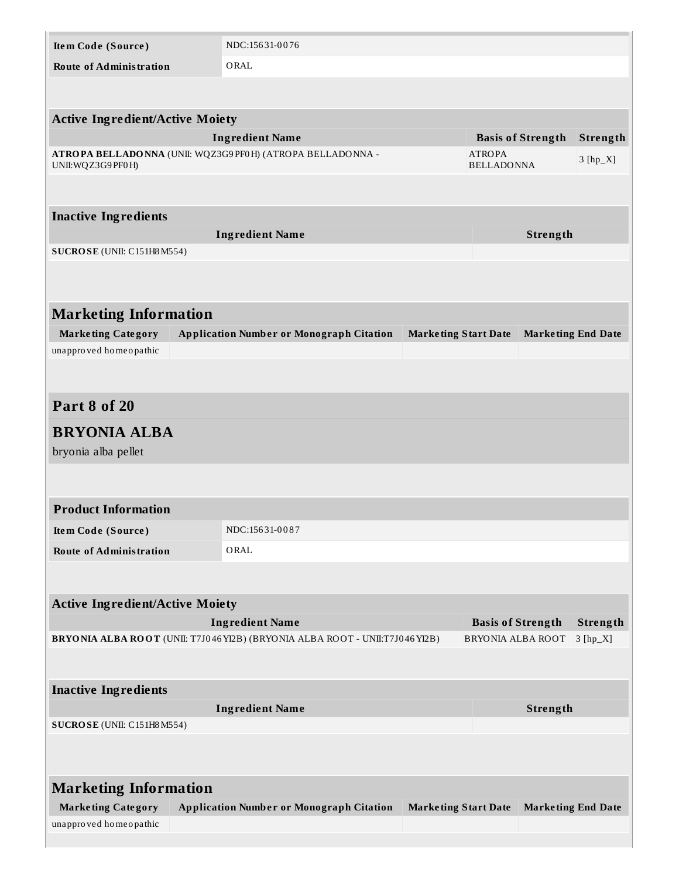| Product Information | |
|---|---|
| Item Code (Source) | NDC:15631-0076 |
| Route of Administration | ORAL |

| Active Ingredient/Active Moiety | | |
|---|---|---|
| Ingredient Name | Basis of Strength | Strength |
| **ATROPA BELLADONNA** (UNII: WQZ3G9PF0H) (ATROPA BELLADONNA - UNII:WQZ3G9PF0H) | ATROPA BELLADONNA | 3 [hp_X] |

| Inactive Ingredients | |
|---|---|
| Ingredient Name | Strength |
| **SUCROSE** (UNII: C151H8M554) | |

| Marketing Information | | | |
|---|---|---|---|
| Marketing Category | Application Number or Monograph Citation | Marketing Start Date | Marketing End Date |
| unapproved homeopathic | | | |

## Part 8 of 20

## BRYONIA ALBA

bryonia alba pellet

| Product Information | |
|---|---|
| Item Code (Source) | NDC:15631-0087 |
| Route of Administration | ORAL |

| Active Ingredient/Active Moiety | | |
|---|---|---|
| Ingredient Name | Basis of Strength | Strength |
| **BRYONIA ALBA ROOT** (UNII: T7J046YI2B) (BRYONIA ALBA ROOT - UNII:T7J046YI2B) | BRYONIA ALBA ROOT | 3 [hp_X] |

| Inactive Ingredients | |
|---|---|
| Ingredient Name | Strength |
| **SUCROSE** (UNII: C151H8M554) | |

| Marketing Information | | | |
|---|---|---|---|
| Marketing Category | Application Number or Monograph Citation | Marketing Start Date | Marketing End Date |
| unapproved homeopathic | | | |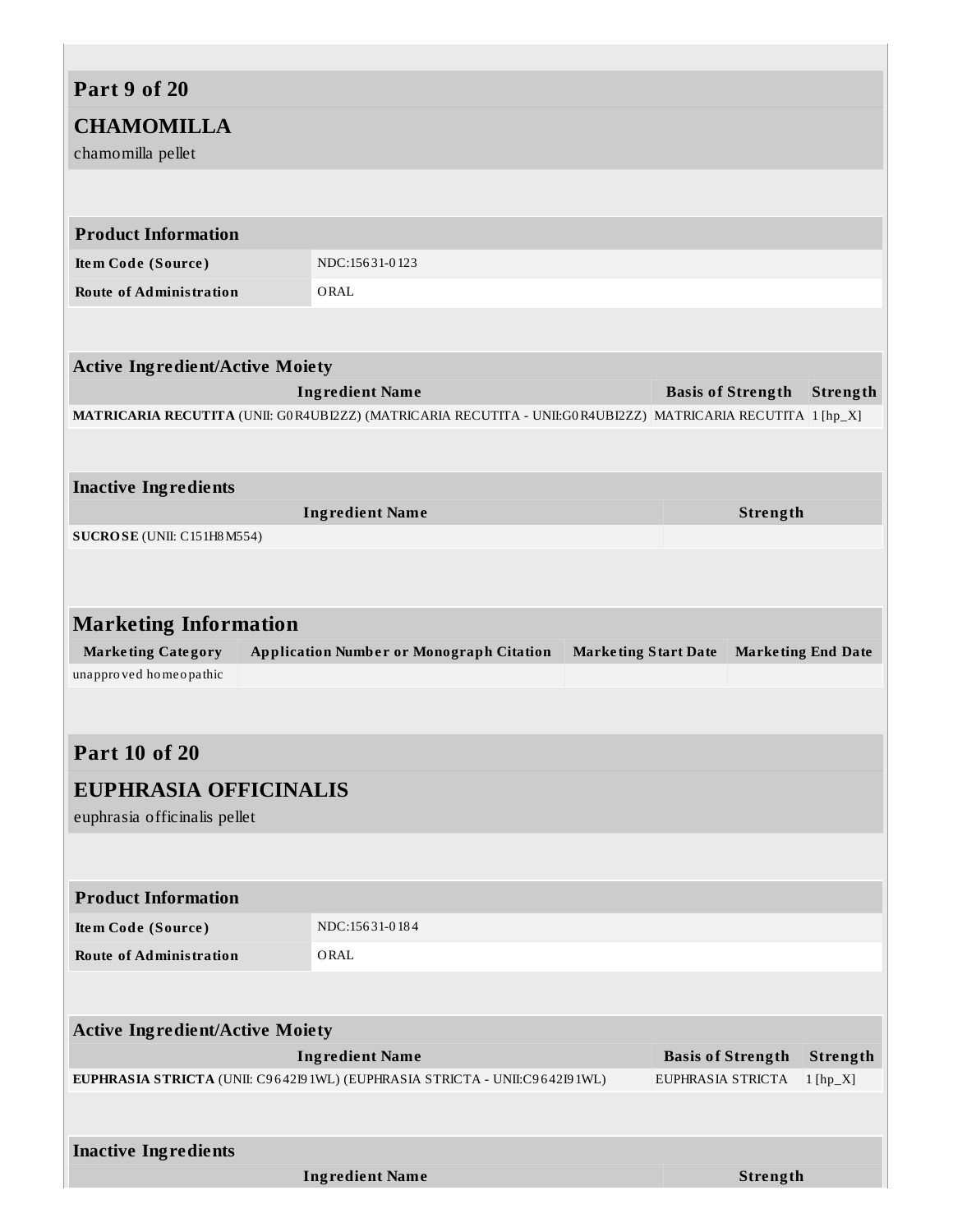## Part 9 of 20

## CHAMOMILLA

chamomilla pellet

| Product Information | |
|---|---|
| **Item Code (Source)** | NDC:15631-0123 |
| **Route of Administration** | ORAL |

| Active Ingredient/Active Moiety | | |
|---|---|---|
| **Ingredient Name** | **Basis of Strength** | **Strength** |
| **MATRICARIA RECUTITA** (UNII: G0R4UBI2ZZ) (MATRICARIA RECUTITA - UNII:G0R4UBI2ZZ) | MATRICARIA RECUTITA | 1 [hp_X] |

| Inactive Ingredients | |
|---|---|
| **Ingredient Name** | **Strength** |
| **SUCROSE** (UNII: C151H8M554) | |

| Marketing Information | | | |
|---|---|---|---|
| **Marketing Category** | **Application Number or Monograph Citation** | **Marketing Start Date** | **Marketing End Date** |
| unapproved homeopathic | | | |

## Part 10 of 20

## EUPHRASIA OFFICINALIS

euphrasia officinalis pellet

| Product Information | |
|---|---|
| **Item Code (Source)** | NDC:15631-0184 |
| **Route of Administration** | ORAL |

| Active Ingredient/Active Moiety | | |
|---|---|---|
| **Ingredient Name** | **Basis of Strength** | **Strength** |
| **EUPHRASIA STRICTA** (UNII: C9642I91WL) (EUPHRASIA STRICTA - UNII:C9642I91WL) | EUPHRASIA STRICTA | 1 [hp_X] |

| Inactive Ingredients | |
|---|---|
| **Ingredient Name** | **Strength** |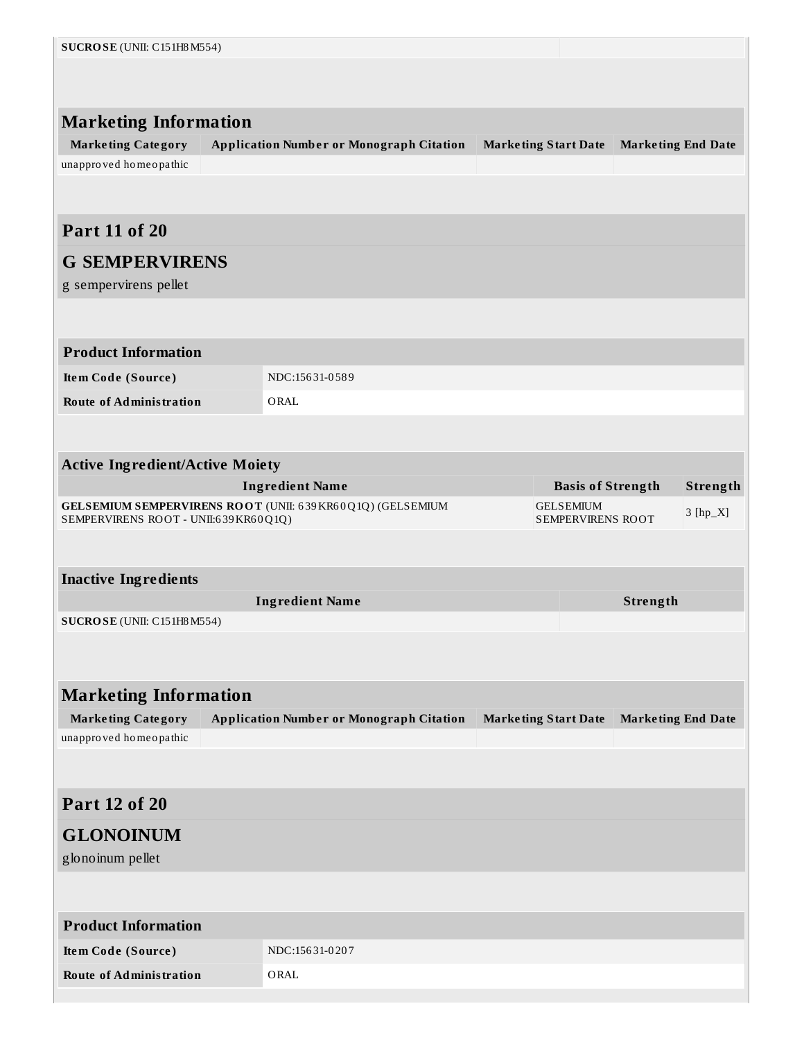| SUCROSE (UNII: C151H8M554) | |
|---|---|

## Marketing Information

| Marketing Category | Application Number or Monograph Citation | Marketing Start Date | Marketing End Date |
|---|---|---|---|
| unapproved homeopathic | | | |

## Part 11 of 20

## G SEMPERVIRENS

g sempervirens pellet

| Product Information | |
|---|---|
| Item Code (Source) | NDC:15631-0589 |
| Route of Administration | ORAL |

| Active Ingredient/Active Moiety | | |
|---|---|---|
| Ingredient Name | Basis of Strength | Strength |
| **GELSEMIUM SEMPERVIRENS ROOT** (UNII: 639KR60Q1Q) (GELSEMIUM SEMPERVIRENS ROOT - UNII:639KR60Q1Q) | GELSEMIUM SEMPERVIRENS ROOT | 3 [hp_X] |

| Inactive Ingredients | |
|---|---|
| Ingredient Name | Strength |
| **SUCROSE** (UNII: C151H8M554) | |

## Marketing Information

| Marketing Category | Application Number or Monograph Citation | Marketing Start Date | Marketing End Date |
|---|---|---|---|
| unapproved homeopathic | | | |

## Part 12 of 20

## GLONOINUM

glonoinum pellet

| Product Information | |
|---|---|
| Item Code (Source) | NDC:15631-0207 |
| Route of Administration | ORAL |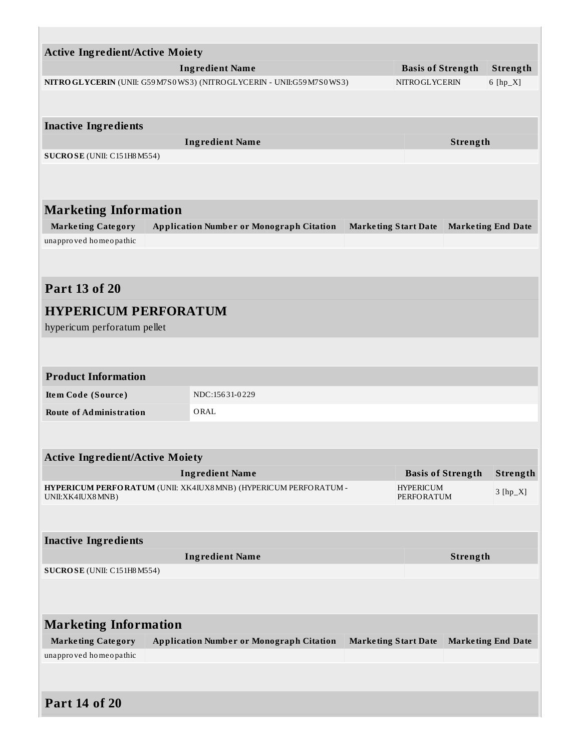| Active Ingredient/Active Moiety | | |
|---|---|---|
| Ingredient Name | Basis of Strength | Strength |
| **NITROGLYCERIN** (UNII: G59M7S0WS3) (NITROGLYCERIN - UNII:G59M7S0WS3) | NITROGLYCERIN | 6 [hp_X] |

| Inactive Ingredients | |
|---|---|
| Ingredient Name | Strength |
| **SUCROSE** (UNII: C151H8M554) | |

| Marketing Information | | | |
|---|---|---|---|
| Marketing Category | Application Number or Monograph Citation | Marketing Start Date | Marketing End Date |
| unapproved homeopathic | | | |

## Part 13 of 20

## HYPERICUM PERFORATUM

hypericum perforatum pellet

| Product Information | |
|---|---|
| Item Code (Source) | NDC:15631-0229 |
| Route of Administration | ORAL |

| Active Ingredient/Active Moiety | | |
|---|---|---|
| Ingredient Name | Basis of Strength | Strength |
| **HYPERICUM PERFORATUM** (UNII: XK4IUX8MNB) (HYPERICUM PERFORATUM - UNII:XK4IUX8MNB) | HYPERICUM PERFORATUM | 3 [hp_X] |

| Inactive Ingredients | |
|---|---|
| Ingredient Name | Strength |
| **SUCROSE** (UNII: C151H8M554) | |

| Marketing Information | | | |
|---|---|---|---|
| Marketing Category | Application Number or Monograph Citation | Marketing Start Date | Marketing End Date |
| unapproved homeopathic | | | |

## Part 14 of 20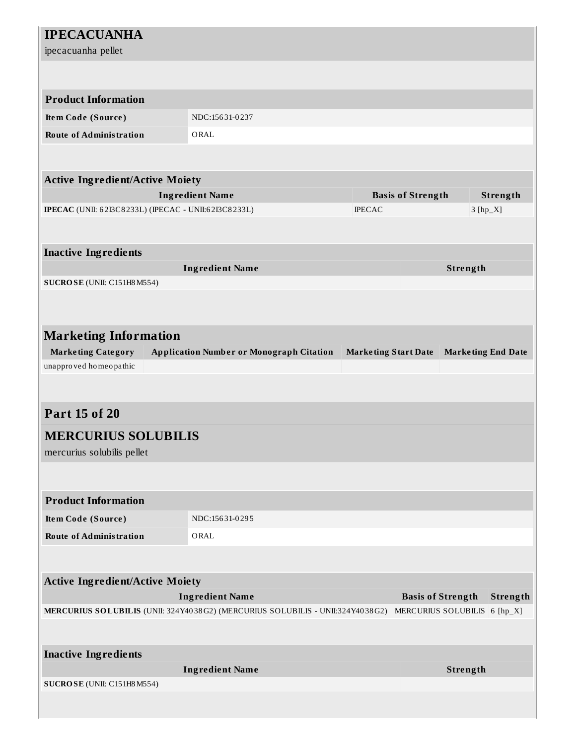## IPECACUANHA

ipecacuanha pellet

| Product Information | |
|---|---|
| Item Code (Source) | NDC:15631-0237 |
| Route of Administration | ORAL |

| Active Ingredient/Active Moiety | | |
|---|---|---|
| Ingredient Name | Basis of Strength | Strength |
| **IPECAC** (UNII: 62I3C8233L) (IPECAC - UNII:62I3C8233L) | IPECAC | 3 [hp_X] |

| Inactive Ingredients | |
|---|---|
| Ingredient Name | Strength |
| **SUCROSE** (UNII: C151H8M554) | |

| Marketing Information | | | |
|---|---|---|---|
| Marketing Category | Application Number or Monograph Citation | Marketing Start Date | Marketing End Date |
| unapproved homeopathic | | | |

## Part 15 of 20

## MERCURIUS SOLUBILIS

mercurius solubilis pellet

| Product Information | |
|---|---|
| Item Code (Source) | NDC:15631-0295 |
| Route of Administration | ORAL |

| Active Ingredient/Active Moiety | | |
|---|---|---|
| Ingredient Name | Basis of Strength | Strength |
| **MERCURIUS SOLUBILIS** (UNII: 324Y4038G2) (MERCURIUS SOLUBILIS - UNII:324Y4038G2) | MERCURIUS SOLUBILIS | 6 [hp_X] |

| Inactive Ingredients | |
|---|---|
| Ingredient Name | Strength |
| **SUCROSE** (UNII: C151H8M554) | |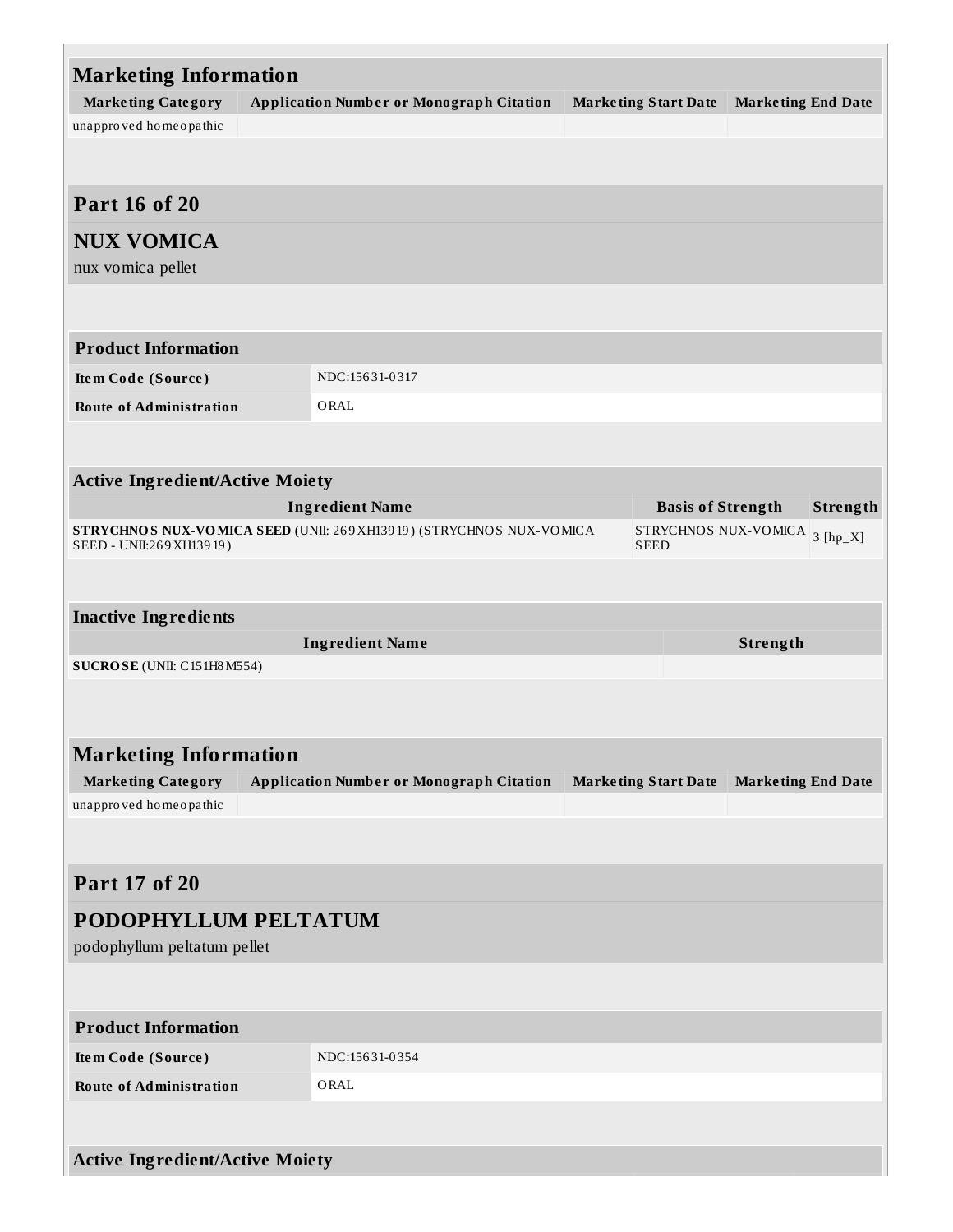## Marketing Information

| Marketing Category | Application Number or Monograph Citation | Marketing Start Date | Marketing End Date |
|---|---|---|---|
| unapproved homeopathic | | | |

## Part 16 of 20

## NUX VOMICA

nux vomica pellet

| Product Information | |
|---|---|
| Item Code (Source) | NDC:15631-0317 |
| Route of Administration | ORAL |

| Active Ingredient/Active Moiety | | |
|---|---|---|
| **Ingredient Name** | **Basis of Strength** | **Strength** |
| **STRYCHNOS NUX-VOMICA SEED** (UNII: 269XH13919) (STRYCHNOS NUX-VOMICA SEED - UNII:269XH13919) | STRYCHNOS NUX-VOMICA SEED | 3 [hp_X] |

| Inactive Ingredients | |
|---|---|
| **Ingredient Name** | **Strength** |
| **SUCROSE** (UNII: C151H8M554) | |

## Marketing Information

| Marketing Category | Application Number or Monograph Citation | Marketing Start Date | Marketing End Date |
|---|---|---|---|
| unapproved homeopathic | | | |

## Part 17 of 20

## PODOPHYLLUM PELTATUM

podophyllum peltatum pellet

| Product Information | |
|---|---|
| Item Code (Source) | NDC:15631-0354 |
| Route of Administration | ORAL |

**Active Ingredient/Active Moiety**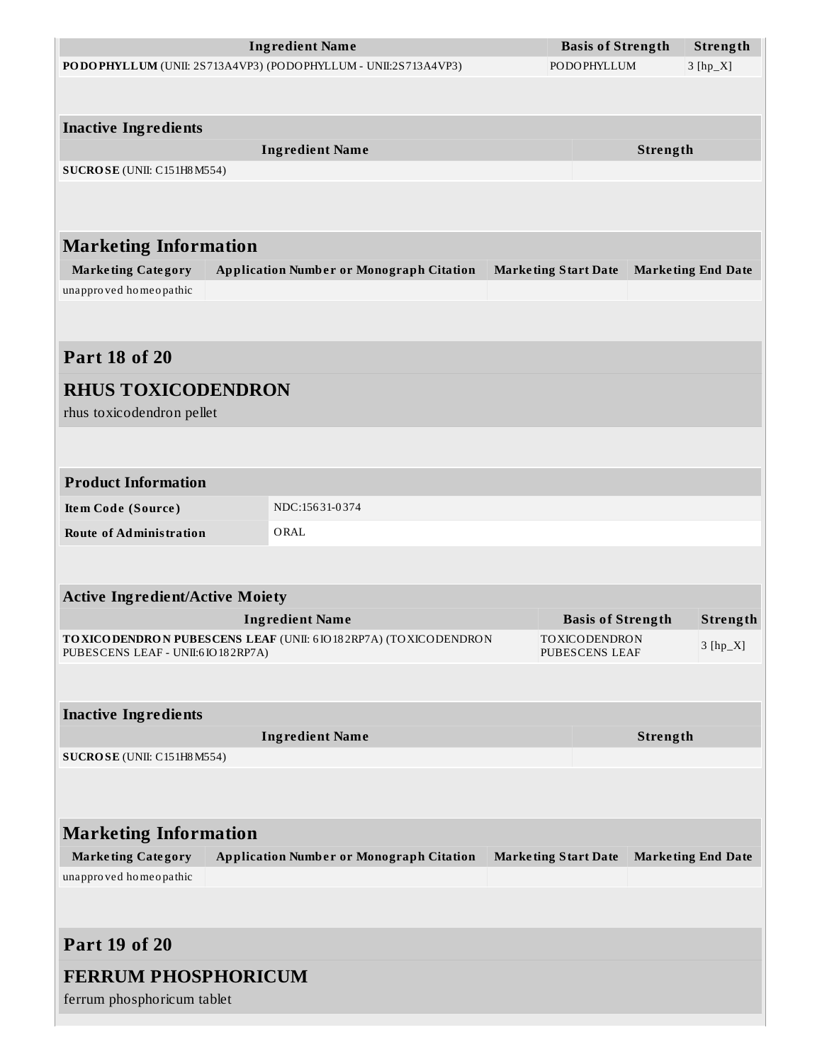| Ingredient Name | Basis of Strength | Strength |
| --- | --- | --- |
| **PODOPHYLLUM** (UNII: 2S713A4VP3) (PODOPHYLLUM - UNII:2S713A4VP3) | PODOPHYLLUM | 3 [hp_X] |

| Inactive Ingredients | |
| --- | --- |
| **Ingredient Name** | **Strength** |
| **SUCROSE** (UNII: C151H8M554) | |

## Marketing Information

| Marketing Category | Application Number or Monograph Citation | Marketing Start Date | Marketing End Date |
| --- | --- | --- | --- |
| unapproved homeopathic | | | |

## Part 18 of 20

## RHUS TOXICODENDRON

rhus toxicodendron pellet

| Product Information | |
| --- | --- |
| **Item Code (Source)** | NDC:15631-0374 |
| **Route of Administration** | ORAL |

| Active Ingredient/Active Moiety | | |
| --- | --- | --- |
| **Ingredient Name** | **Basis of Strength** | **Strength** |
| **TOXICODENDRON PUBESCENS LEAF** (UNII: 6IO182RP7A) (TOXICODENDRON PUBESCENS LEAF - UNII:6IO182RP7A) | TOXICODENDRON PUBESCENS LEAF | 3 [hp_X] |

| Inactive Ingredients | |
| --- | --- |
| **Ingredient Name** | **Strength** |
| **SUCROSE** (UNII: C151H8M554) | |

## Marketing Information

| Marketing Category | Application Number or Monograph Citation | Marketing Start Date | Marketing End Date |
| --- | --- | --- | --- |
| unapproved homeopathic | | | |

## Part 19 of 20

## FERRUM PHOSPHORICUM

ferrum phosphoricum tablet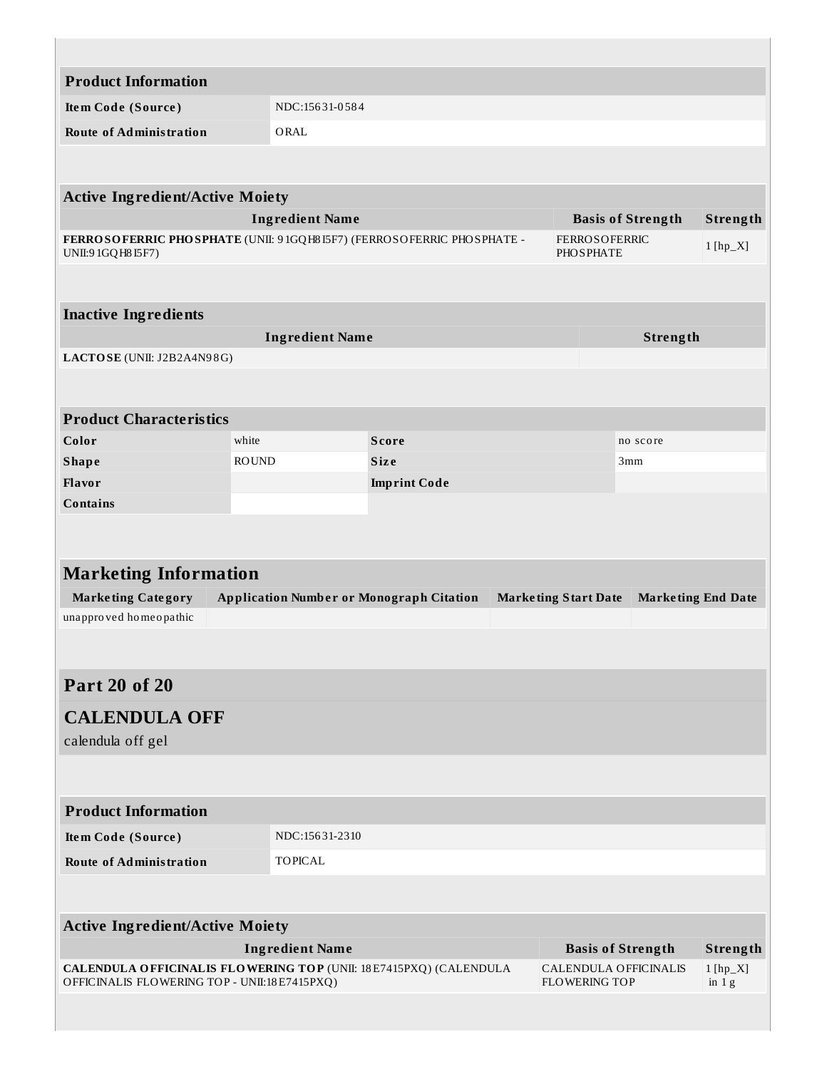| Product Information | |
|---|---|
| Item Code (Source) | NDC:15631-0584 |
| Route of Administration | ORAL |

| Active Ingredient/Active Moiety | | |
|---|---|---|
| Ingredient Name | Basis of Strength | Strength |
| **FERROSOFERRIC PHOSPHATE** (UNII: 91GQH8I5F7) (FERROSOFERRIC PHOSPHATE - UNII:91GQH8I5F7) | FERROSOFERRIC PHOSPHATE | 1 [hp_X] |

| Inactive Ingredients | |
|---|---|
| Ingredient Name | Strength |
| **LACTOSE** (UNII: J2B2A4N98G) | |

| Product Characteristics | | | |
|---|---|---|---|
| Color | white | Score | no score |
| Shape | ROUND | Size | 3mm |
| Flavor | | Imprint Code | |
| Contains | | | |

| Marketing Information | | | |
|---|---|---|---|
| Marketing Category | Application Number or Monograph Citation | Marketing Start Date | Marketing End Date |
| unapproved homeopathic | | | |

## Part 20 of 20

## CALENDULA OFF

calendula off gel

| Product Information | |
|---|---|
| Item Code (Source) | NDC:15631-2310 |
| Route of Administration | TOPICAL |

| Active Ingredient/Active Moiety | | |
|---|---|---|
| Ingredient Name | Basis of Strength | Strength |
| **CALENDULA OFFICINALIS FLOWERING TOP** (UNII: 18E7415PXQ) (CALENDULA OFFICINALIS FLOWERING TOP - UNII:18E7415PXQ) | CALENDULA OFFICINALIS FLOWERING TOP | 1 [hp_X] in 1 g |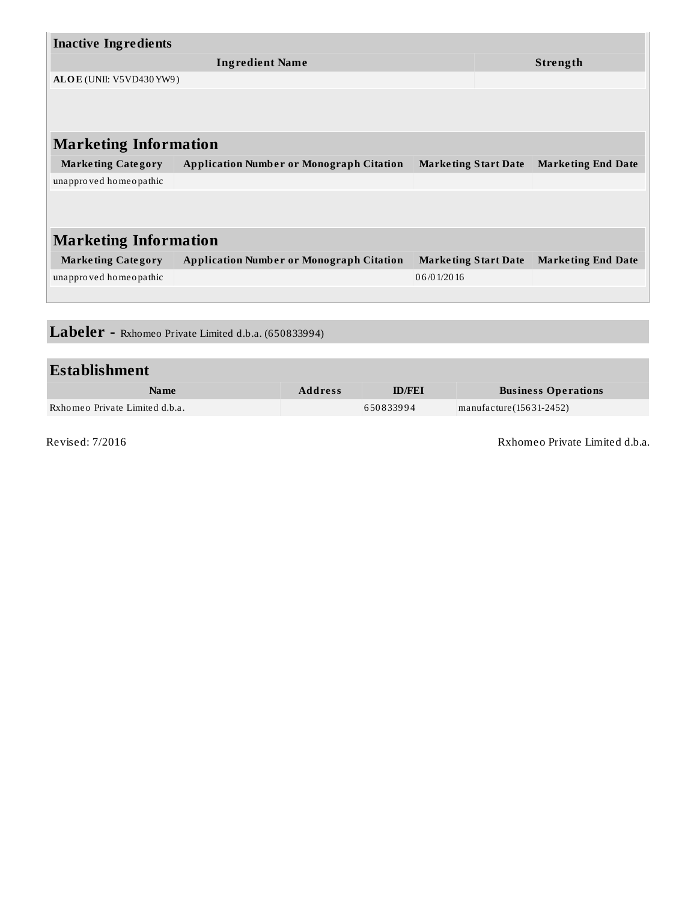| Inactive Ingredients | |
|---|---|
| **Ingredient Name** | **Strength** |
| **ALOE** (UNII: V5VD430YW9) | |

## Marketing Information

| Marketing Category | Application Number or Monograph Citation | Marketing Start Date | Marketing End Date |
|---|---|---|---|
| unapproved homeopathic | | | |

## Marketing Information

| Marketing Category | Application Number or Monograph Citation | Marketing Start Date | Marketing End Date |
|---|---|---|---|
| unapproved homeopathic | | 06/01/2016 | |

## Labeler - Rxhomeo Private Limited d.b.a. (650833994)

## Establishment

| Name | Address | ID/FEI | Business Operations |
|---|---|---|---|
| Rxhomeo Private Limited d.b.a. | | 650833994 | manufacture(15631-2452) |

Revised: 7/2016

Rxhomeo Private Limited d.b.a.